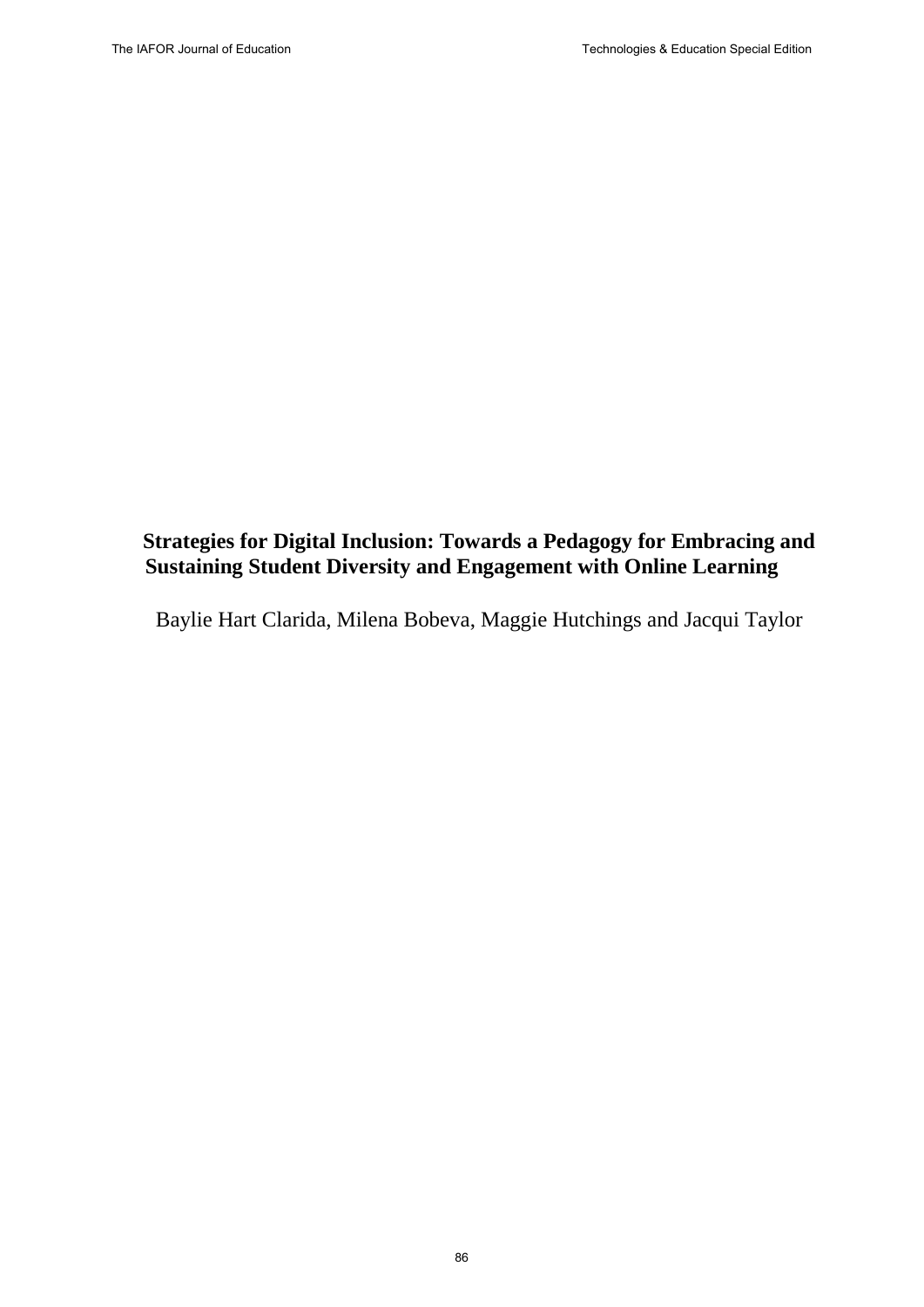# Strategies for Digital Inclusion: Towards a Pedagogy for Embracing and Sustaining Student Diversity and Engagement with Online Learning

Baylie Hart Clarida, Milena Bobeva, Maggie Hutchings and Jacqui Taylor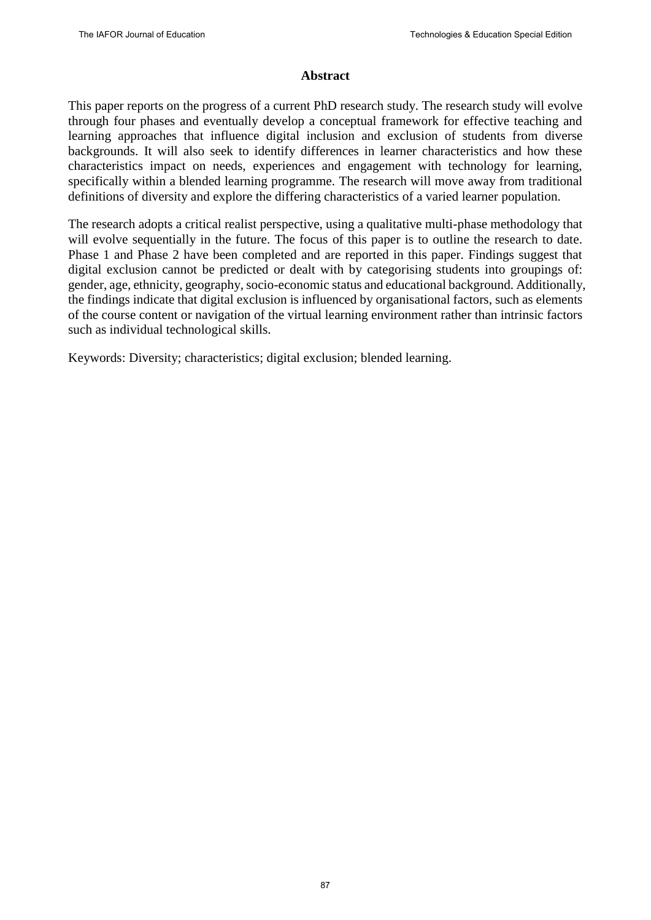## Abstract

This paper reports on the progress of a current PhD research study. The research study will evolve through four phases and eventually develop a conceptual framework for effective teaching and learning approaches that influence digital inclusion and exclusion of students from diverse backgrounds. It will also seek to identify differences in learner characteristics and how these characteristics impact on needs, experiences and engagement with technology for learning, specifically within a blended learning programme. The research will move away from traditional definitions of diversity and explore the differing characteristics of a varied learner population.

The research adopts a critical realist perspective, using a qualitative multi-phase methodology that will evolve sequentially in the future. The focus of this paper is to outline the research to date. Phase 1 and Phase 2 have been completed and are reported in this paper. Findings suggest that digital exclusion cannot be predicted or dealt with by categorising students into groupings of: gender, age, ethnicity, geography, socio-economic status and educational background. Additionally, the findings indicate that digital exclusion is influenced by organisational factors, such as elements of the course content or navigation of the virtual learning environment rather than intrinsic factors such as individual technological skills.

Keywords: Diversity; characteristics; digital exclusion; blended learning.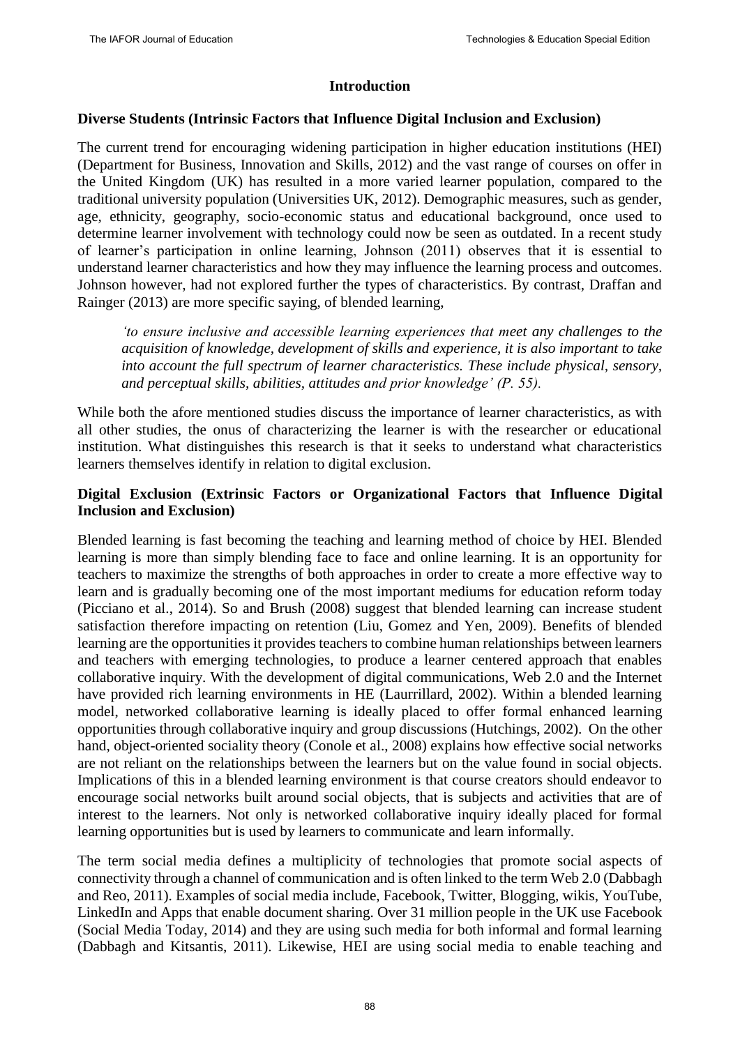## Introduction

### Diverse Students (Intrinsic Factors that Influence Digital Inclusion and Exclusion)

The current trend for encouraging widening participation in higher education institutions (HEI) (Department for Business, Innovation and Skills, 2012) and the vast range of courses on offer in the United Kingdom (UK) has resulted in a more varied learner population, compared to the traditional university population (Universities UK, 2012). Demographic measures, such as gender, age, ethnicity, geography, socio-economic status and educational background, once used to determine learner involvement with technology could now be seen as outdated. In a recent study of learner's participation in online learning, Johnson (2011) observes that it is essential to understand learner characteristics and how they may influence the learning process and outcomes. Johnson however, had not explored further the types of characteristics. By contrast, Draffan and Rainger (2013) are more specific saying, of blended learning,

> *'to ensure inclusive and accessible learning experiences that meet any challenges to the acquisition of knowledge, development of skills and experience, it is also important to take into account the full spectrum of learner characteristics. These include physical, sensory, and perceptual skills, abilities, attitudes and prior knowledge' (P. 55).*

While both the afore mentioned studies discuss the importance of learner characteristics, as with all other studies, the onus of characterizing the learner is with the researcher or educational institution. What distinguishes this research is that it seeks to understand what characteristics learners themselves identify in relation to digital exclusion.

### Digital Exclusion (Extrinsic Factors or Organizational Factors that Influence Digital Inclusion and Exclusion)

Blended learning is fast becoming the teaching and learning method of choice by HEI. Blended learning is more than simply blending face to face and online learning. It is an opportunity for teachers to maximize the strengths of both approaches in order to create a more effective way to learn and is gradually becoming one of the most important mediums for education reform today (Picciano et al., 2014). So and Brush (2008) suggest that blended learning can increase student satisfaction therefore impacting on retention (Liu, Gomez and Yen, 2009). Benefits of blended learning are the opportunities it provides teachers to combine human relationships between learners and teachers with emerging technologies, to produce a learner centered approach that enables collaborative inquiry. With the development of digital communications, Web 2.0 and the Internet have provided rich learning environments in HE (Laurrillard, 2002). Within a blended learning model, networked collaborative learning is ideally placed to offer formal enhanced learning opportunities through collaborative inquiry and group discussions (Hutchings, 2002). On the other hand, object-oriented sociality theory (Conole et al., 2008) explains how effective social networks are not reliant on the relationships between the learners but on the value found in social objects. Implications of this in a blended learning environment is that course creators should endeavor to encourage social networks built around social objects, that is subjects and activities that are of interest to the learners. Not only is networked collaborative inquiry ideally placed for formal learning opportunities but is used by learners to communicate and learn informally.

The term social media defines a multiplicity of technologies that promote social aspects of connectivity through a channel of communication and is often linked to the term Web 2.0 (Dabbagh and Reo, 2011). Examples of social media include, Facebook, Twitter, Blogging, wikis, YouTube, LinkedIn and Apps that enable document sharing. Over 31 million people in the UK use Facebook (Social Media Today, 2014) and they are using such media for both informal and formal learning (Dabbagh and Kitsantis, 2011). Likewise, HEI are using social media to enable teaching and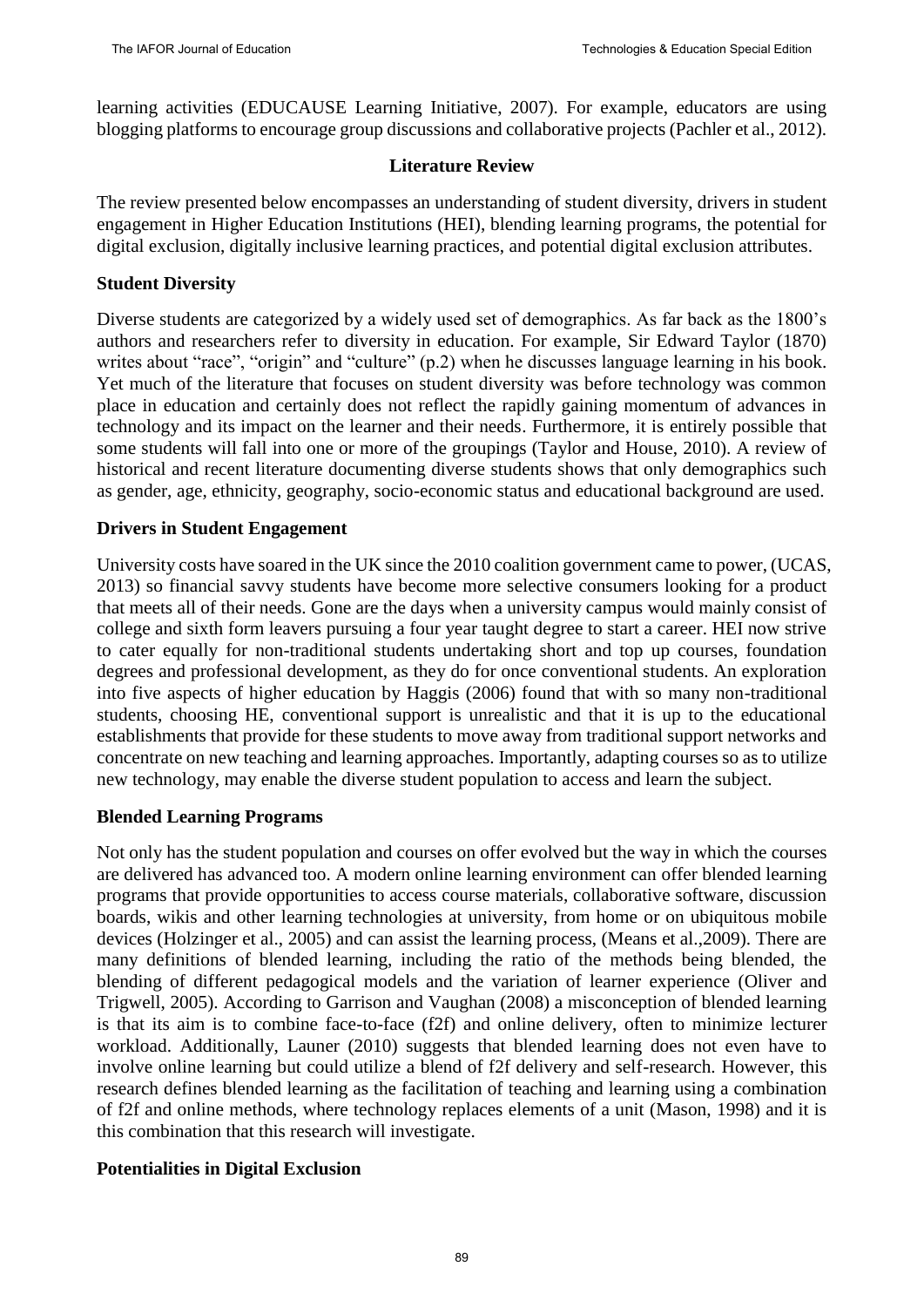learning activities (EDUCAUSE Learning Initiative, 2007). For example, educators are using blogging platforms to encourage group discussions and collaborative projects (Pachler et al., 2012).

## Literature Review

The review presented below encompasses an understanding of student diversity, drivers in student engagement in Higher Education Institutions (HEI), blending learning programs, the potential for digital exclusion, digitally inclusive learning practices, and potential digital exclusion attributes.

### Student Diversity

Diverse students are categorized by a widely used set of demographics. As far back as the 1800's authors and researchers refer to diversity in education. For example, Sir Edward Taylor (1870) writes about "race", "origin" and "culture" (p.2) when he discusses language learning in his book. Yet much of the literature that focuses on student diversity was before technology was common place in education and certainly does not reflect the rapidly gaining momentum of advances in technology and its impact on the learner and their needs. Furthermore, it is entirely possible that some students will fall into one or more of the groupings (Taylor and House, 2010). A review of historical and recent literature documenting diverse students shows that only demographics such as gender, age, ethnicity, geography, socio-economic status and educational background are used.

### Drivers in Student Engagement

University costs have soared in the UK since the 2010 coalition government came to power, (UCAS, 2013) so financial savvy students have become more selective consumers looking for a product that meets all of their needs. Gone are the days when a university campus would mainly consist of college and sixth form leavers pursuing a four year taught degree to start a career. HEI now strive to cater equally for non-traditional students undertaking short and top up courses, foundation degrees and professional development, as they do for once conventional students. An exploration into five aspects of higher education by Haggis (2006) found that with so many non-traditional students, choosing HE, conventional support is unrealistic and that it is up to the educational establishments that provide for these students to move away from traditional support networks and concentrate on new teaching and learning approaches. Importantly, adapting courses so as to utilize new technology, may enable the diverse student population to access and learn the subject.

### Blended Learning Programs

Not only has the student population and courses on offer evolved but the way in which the courses are delivered has advanced too. A modern online learning environment can offer blended learning programs that provide opportunities to access course materials, collaborative software, discussion boards, wikis and other learning technologies at university, from home or on ubiquitous mobile devices (Holzinger et al., 2005) and can assist the learning process, (Means et al.,2009). There are many definitions of blended learning, including the ratio of the methods being blended, the blending of different pedagogical models and the variation of learner experience (Oliver and Trigwell, 2005). According to Garrison and Vaughan (2008) a misconception of blended learning is that its aim is to combine face-to-face (f2f) and online delivery, often to minimize lecturer workload. Additionally, Launer (2010) suggests that blended learning does not even have to involve online learning but could utilize a blend of f2f delivery and self-research. However, this research defines blended learning as the facilitation of teaching and learning using a combination of f2f and online methods, where technology replaces elements of a unit (Mason, 1998) and it is this combination that this research will investigate.

### Potentialities in Digital Exclusion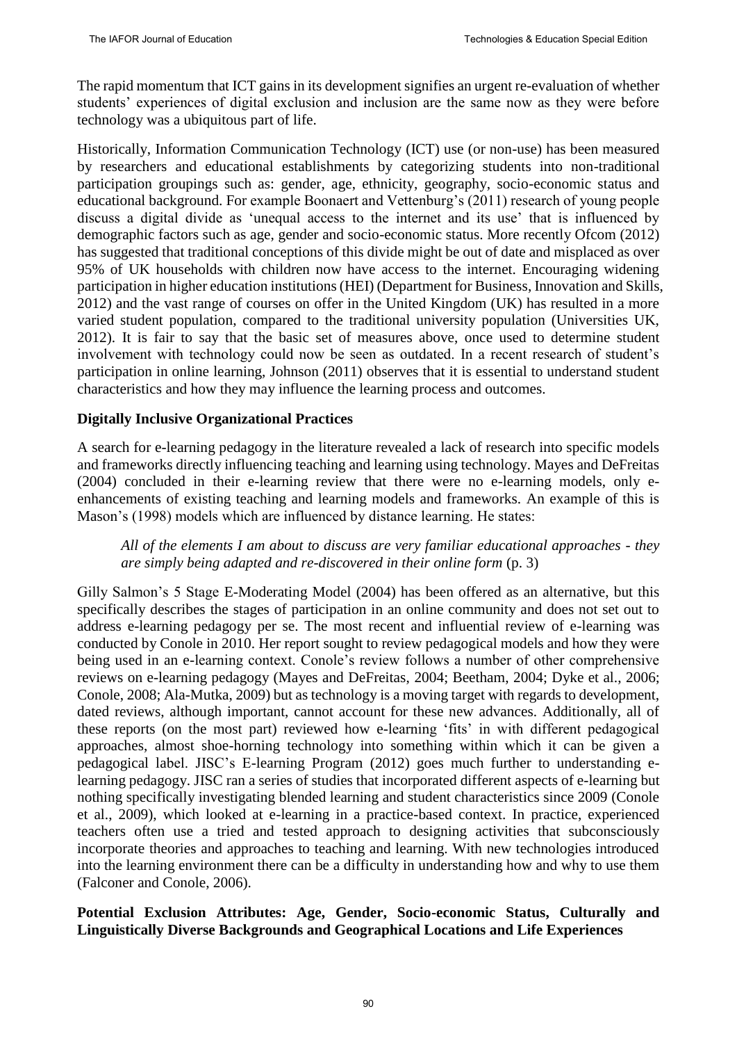The rapid momentum that ICT gains in its development signifies an urgent re-evaluation of whether students' experiences of digital exclusion and inclusion are the same now as they were before technology was a ubiquitous part of life.

Historically, Information Communication Technology (ICT) use (or non-use) has been measured by researchers and educational establishments by categorizing students into non-traditional participation groupings such as: gender, age, ethnicity, geography, socio-economic status and educational background. For example Boonaert and Vettenburg's (2011) research of young people discuss a digital divide as 'unequal access to the internet and its use' that is influenced by demographic factors such as age, gender and socio-economic status. More recently Ofcom (2012) has suggested that traditional conceptions of this divide might be out of date and misplaced as over 95% of UK households with children now have access to the internet. Encouraging widening participation in higher education institutions (HEI) (Department for Business, Innovation and Skills, 2012) and the vast range of courses on offer in the United Kingdom (UK) has resulted in a more varied student population, compared to the traditional university population (Universities UK, 2012). It is fair to say that the basic set of measures above, once used to determine student involvement with technology could now be seen as outdated. In a recent research of student's participation in online learning, Johnson (2011) observes that it is essential to understand student characteristics and how they may influence the learning process and outcomes.

**Digitally Inclusive Organizational Practices**

A search for e-learning pedagogy in the literature revealed a lack of research into specific models and frameworks directly influencing teaching and learning using technology. Mayes and DeFreitas (2004) concluded in their e-learning review that there were no e-learning models, only e-enhancements of existing teaching and learning models and frameworks. An example of this is Mason's (1998) models which are influenced by distance learning. He states:

> *All of the elements I am about to discuss are very familiar educational approaches - they are simply being adapted and re-discovered in their online form* (p. 3)

Gilly Salmon's 5 Stage E-Moderating Model (2004) has been offered as an alternative, but this specifically describes the stages of participation in an online community and does not set out to address e-learning pedagogy per se. The most recent and influential review of e-learning was conducted by Conole in 2010. Her report sought to review pedagogical models and how they were being used in an e-learning context. Conole's review follows a number of other comprehensive reviews on e-learning pedagogy (Mayes and DeFreitas, 2004; Beetham, 2004; Dyke et al., 2006; Conole, 2008; Ala-Mutka, 2009) but as technology is a moving target with regards to development, dated reviews, although important, cannot account for these new advances. Additionally, all of these reports (on the most part) reviewed how e-learning 'fits' in with different pedagogical approaches, almost shoe-horning technology into something within which it can be given a pedagogical label. JISC's E-learning Program (2012) goes much further to understanding e-learning pedagogy. JISC ran a series of studies that incorporated different aspects of e-learning but nothing specifically investigating blended learning and student characteristics since 2009 (Conole et al., 2009), which looked at e-learning in a practice-based context. In practice, experienced teachers often use a tried and tested approach to designing activities that subconsciously incorporate theories and approaches to teaching and learning. With new technologies introduced into the learning environment there can be a difficulty in understanding how and why to use them (Falconer and Conole, 2006).

**Potential Exclusion Attributes: Age, Gender, Socio-economic Status, Culturally and Linguistically Diverse Backgrounds and Geographical Locations and Life Experiences**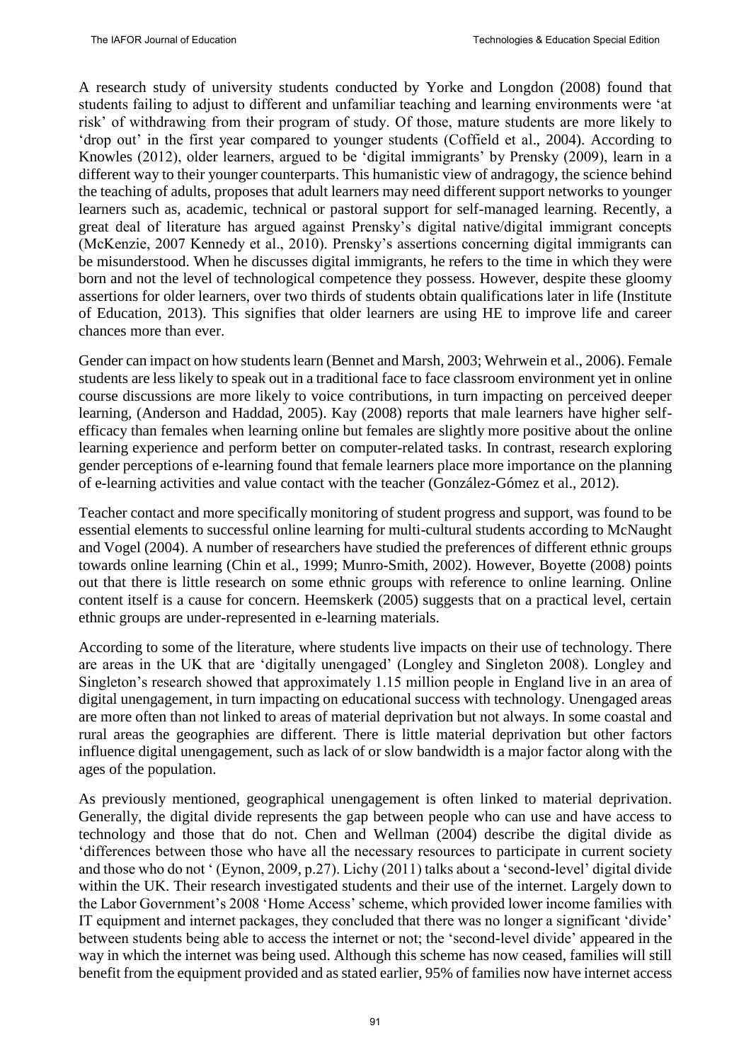A research study of university students conducted by Yorke and Longdon (2008) found that students failing to adjust to different and unfamiliar teaching and learning environments were 'at risk' of withdrawing from their program of study. Of those, mature students are more likely to 'drop out' in the first year compared to younger students (Coffield et al., 2004). According to Knowles (2012), older learners, argued to be 'digital immigrants' by Prensky (2009), learn in a different way to their younger counterparts. This humanistic view of andragogy, the science behind the teaching of adults, proposes that adult learners may need different support networks to younger learners such as, academic, technical or pastoral support for self-managed learning. Recently, a great deal of literature has argued against Prensky's digital native/digital immigrant concepts (McKenzie, 2007 Kennedy et al., 2010). Prensky's assertions concerning digital immigrants can be misunderstood. When he discusses digital immigrants, he refers to the time in which they were born and not the level of technological competence they possess. However, despite these gloomy assertions for older learners, over two thirds of students obtain qualifications later in life (Institute of Education, 2013). This signifies that older learners are using HE to improve life and career chances more than ever.

Gender can impact on how students learn (Bennet and Marsh, 2003; Wehrwein et al., 2006). Female students are less likely to speak out in a traditional face to face classroom environment yet in online course discussions are more likely to voice contributions, in turn impacting on perceived deeper learning, (Anderson and Haddad, 2005). Kay (2008) reports that male learners have higher self-efficacy than females when learning online but females are slightly more positive about the online learning experience and perform better on computer-related tasks. In contrast, research exploring gender perceptions of e-learning found that female learners place more importance on the planning of e-learning activities and value contact with the teacher (González-Gómez et al., 2012).

Teacher contact and more specifically monitoring of student progress and support, was found to be essential elements to successful online learning for multi-cultural students according to McNaught and Vogel (2004). A number of researchers have studied the preferences of different ethnic groups towards online learning (Chin et al., 1999; Munro-Smith, 2002). However, Boyette (2008) points out that there is little research on some ethnic groups with reference to online learning. Online content itself is a cause for concern. Heemskerk (2005) suggests that on a practical level, certain ethnic groups are under-represented in e-learning materials.

According to some of the literature, where students live impacts on their use of technology. There are areas in the UK that are 'digitally unengaged' (Longley and Singleton 2008). Longley and Singleton's research showed that approximately 1.15 million people in England live in an area of digital unengagement, in turn impacting on educational success with technology. Unengaged areas are more often than not linked to areas of material deprivation but not always. In some coastal and rural areas the geographies are different. There is little material deprivation but other factors influence digital unengagement, such as lack of or slow bandwidth is a major factor along with the ages of the population.

As previously mentioned, geographical unengagement is often linked to material deprivation. Generally, the digital divide represents the gap between people who can use and have access to technology and those that do not. Chen and Wellman (2004) describe the digital divide as 'differences between those who have all the necessary resources to participate in current society and those who do not ' (Eynon, 2009, p.27). Lichy (2011) talks about a 'second-level' digital divide within the UK. Their research investigated students and their use of the internet. Largely down to the Labor Government's 2008 'Home Access' scheme, which provided lower income families with IT equipment and internet packages, they concluded that there was no longer a significant 'divide' between students being able to access the internet or not; the 'second-level divide' appeared in the way in which the internet was being used. Although this scheme has now ceased, families will still benefit from the equipment provided and as stated earlier, 95% of families now have internet access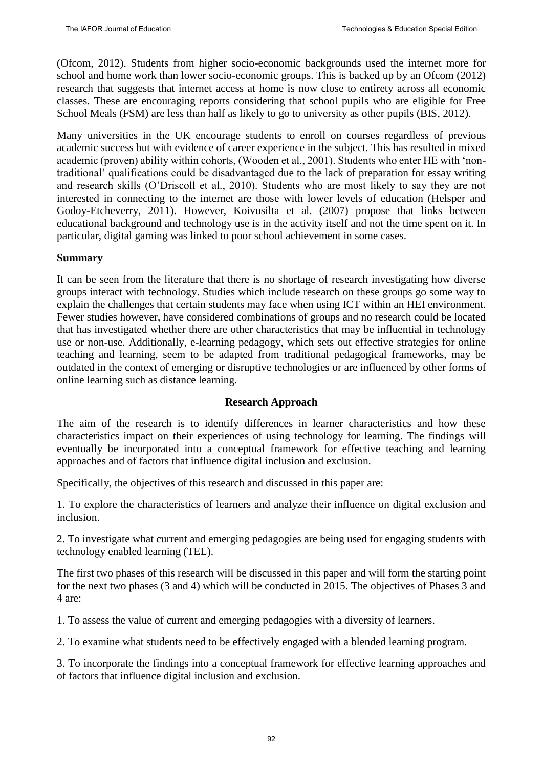(Ofcom, 2012). Students from higher socio-economic backgrounds used the internet more for school and home work than lower socio-economic groups. This is backed up by an Ofcom (2012) research that suggests that internet access at home is now close to entirety across all economic classes. These are encouraging reports considering that school pupils who are eligible for Free School Meals (FSM) are less than half as likely to go to university as other pupils (BIS, 2012).

Many universities in the UK encourage students to enroll on courses regardless of previous academic success but with evidence of career experience in the subject. This has resulted in mixed academic (proven) ability within cohorts, (Wooden et al., 2001). Students who enter HE with 'non-traditional' qualifications could be disadvantaged due to the lack of preparation for essay writing and research skills (O'Driscoll et al., 2010). Students who are most likely to say they are not interested in connecting to the internet are those with lower levels of education (Helsper and Godoy-Etcheverry, 2011). However, Koivusilta et al. (2007) propose that links between educational background and technology use is in the activity itself and not the time spent on it. In particular, digital gaming was linked to poor school achievement in some cases.

### Summary

It can be seen from the literature that there is no shortage of research investigating how diverse groups interact with technology. Studies which include research on these groups go some way to explain the challenges that certain students may face when using ICT within an HEI environment. Fewer studies however, have considered combinations of groups and no research could be located that has investigated whether there are other characteristics that may be influential in technology use or non-use. Additionally, e-learning pedagogy, which sets out effective strategies for online teaching and learning, seem to be adapted from traditional pedagogical frameworks, may be outdated in the context of emerging or disruptive technologies or are influenced by other forms of online learning such as distance learning.

## Research Approach

The aim of the research is to identify differences in learner characteristics and how these characteristics impact on their experiences of using technology for learning. The findings will eventually be incorporated into a conceptual framework for effective teaching and learning approaches and of factors that influence digital inclusion and exclusion.

Specifically, the objectives of this research and discussed in this paper are:

1. To explore the characteristics of learners and analyze their influence on digital exclusion and inclusion.

2. To investigate what current and emerging pedagogies are being used for engaging students with technology enabled learning (TEL).

The first two phases of this research will be discussed in this paper and will form the starting point for the next two phases (3 and 4) which will be conducted in 2015. The objectives of Phases 3 and 4 are:

1. To assess the value of current and emerging pedagogies with a diversity of learners.

2. To examine what students need to be effectively engaged with a blended learning program.

3. To incorporate the findings into a conceptual framework for effective learning approaches and of factors that influence digital inclusion and exclusion.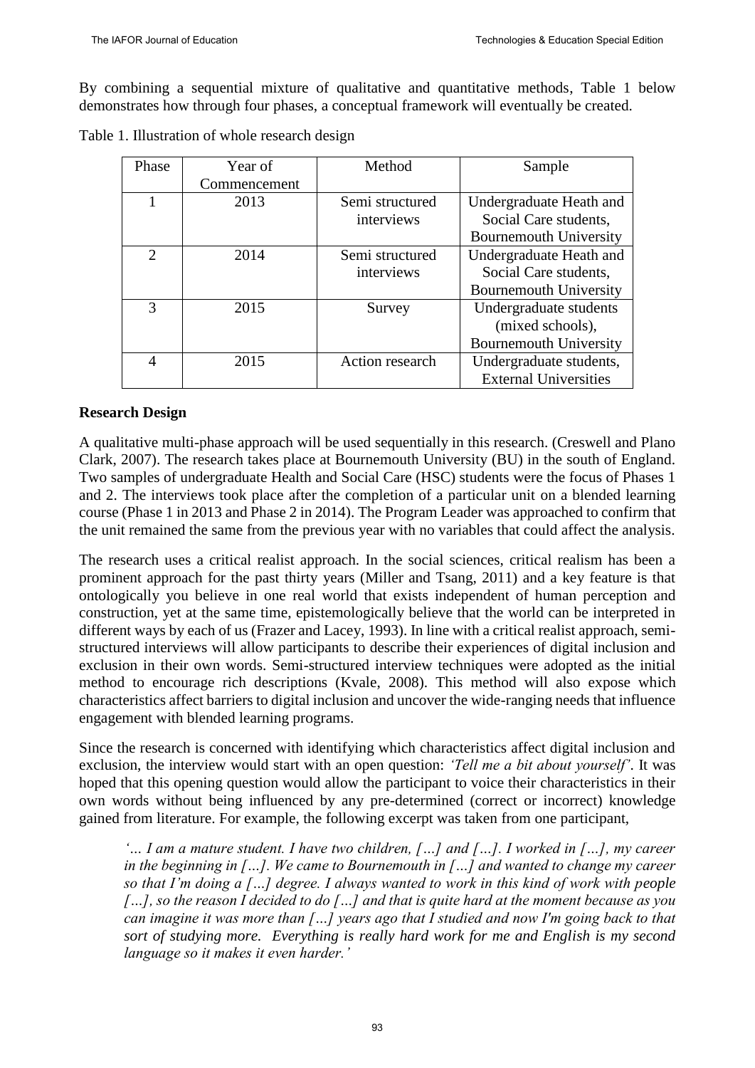By combining a sequential mixture of qualitative and quantitative methods, Table 1 below demonstrates how through four phases, a conceptual framework will eventually be created.

Table 1. Illustration of whole research design

| Phase | Year of Commencement | Method | Sample |
|---|---|---|---|
| 1 | 2013 | Semi structured interviews | Undergraduate Heath and Social Care students, Bournemouth University |
| 2 | 2014 | Semi structured interviews | Undergraduate Heath and Social Care students, Bournemouth University |
| 3 | 2015 | Survey | Undergraduate students (mixed schools), Bournemouth University |
| 4 | 2015 | Action research | Undergraduate students, External Universities |

**Research Design**

A qualitative multi-phase approach will be used sequentially in this research. (Creswell and Plano Clark, 2007). The research takes place at Bournemouth University (BU) in the south of England. Two samples of undergraduate Health and Social Care (HSC) students were the focus of Phases 1 and 2. The interviews took place after the completion of a particular unit on a blended learning course (Phase 1 in 2013 and Phase 2 in 2014). The Program Leader was approached to confirm that the unit remained the same from the previous year with no variables that could affect the analysis.

The research uses a critical realist approach. In the social sciences, critical realism has been a prominent approach for the past thirty years (Miller and Tsang, 2011) and a key feature is that ontologically you believe in one real world that exists independent of human perception and construction, yet at the same time, epistemologically believe that the world can be interpreted in different ways by each of us (Frazer and Lacey, 1993). In line with a critical realist approach, semi-structured interviews will allow participants to describe their experiences of digital inclusion and exclusion in their own words. Semi-structured interview techniques were adopted as the initial method to encourage rich descriptions (Kvale, 2008). This method will also expose which characteristics affect barriers to digital inclusion and uncover the wide-ranging needs that influence engagement with blended learning programs.

Since the research is concerned with identifying which characteristics affect digital inclusion and exclusion, the interview would start with an open question: *'Tell me a bit about yourself'*. It was hoped that this opening question would allow the participant to voice their characteristics in their own words without being influenced by any pre-determined (correct or incorrect) knowledge gained from literature. For example, the following excerpt was taken from one participant,

> *'… I am a mature student. I have two children, […] and […]. I worked in […], my career in the beginning in […]. We came to Bournemouth in […] and wanted to change my career so that I'm doing a […] degree. I always wanted to work in this kind of work with people […], so the reason I decided to do […] and that is quite hard at the moment because as you can imagine it was more than […] years ago that I studied and now I'm going back to that sort of studying more. Everything is really hard work for me and English is my second language so it makes it even harder.'*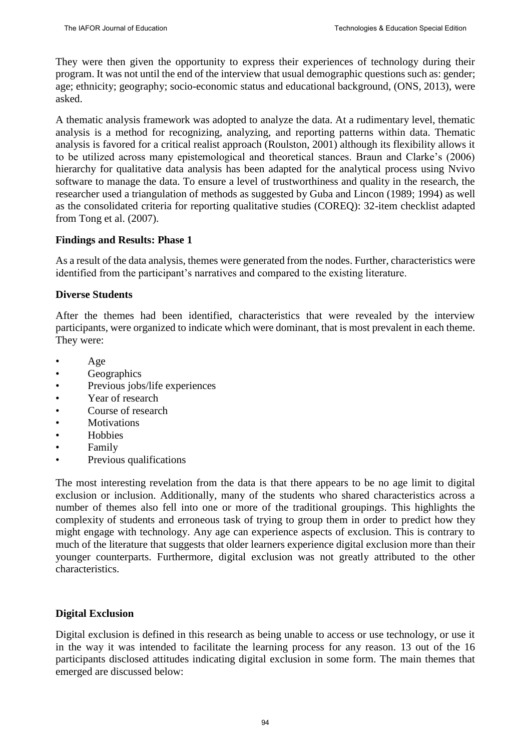They were then given the opportunity to express their experiences of technology during their program. It was not until the end of the interview that usual demographic questions such as: gender; age; ethnicity; geography; socio-economic status and educational background, (ONS, 2013), were asked.

A thematic analysis framework was adopted to analyze the data. At a rudimentary level, thematic analysis is a method for recognizing, analyzing, and reporting patterns within data. Thematic analysis is favored for a critical realist approach (Roulston, 2001) although its flexibility allows it to be utilized across many epistemological and theoretical stances. Braun and Clarke's (2006) hierarchy for qualitative data analysis has been adapted for the analytical process using Nvivo software to manage the data. To ensure a level of trustworthiness and quality in the research, the researcher used a triangulation of methods as suggested by Guba and Lincon (1989; 1994) as well as the consolidated criteria for reporting qualitative studies (COREQ): 32-item checklist adapted from Tong et al. (2007).

### Findings and Results: Phase 1

As a result of the data analysis, themes were generated from the nodes. Further, characteristics were identified from the participant's narratives and compared to the existing literature.

### Diverse Students

After the themes had been identified, characteristics that were revealed by the interview participants, were organized to indicate which were dominant, that is most prevalent in each theme. They were:

- Age
- Geographics
- Previous jobs/life experiences
- Year of research
- Course of research
- Motivations
- Hobbies
- Family
- Previous qualifications

The most interesting revelation from the data is that there appears to be no age limit to digital exclusion or inclusion. Additionally, many of the students who shared characteristics across a number of themes also fell into one or more of the traditional groupings. This highlights the complexity of students and erroneous task of trying to group them in order to predict how they might engage with technology. Any age can experience aspects of exclusion. This is contrary to much of the literature that suggests that older learners experience digital exclusion more than their younger counterparts. Furthermore, digital exclusion was not greatly attributed to the other characteristics.

### Digital Exclusion

Digital exclusion is defined in this research as being unable to access or use technology, or use it in the way it was intended to facilitate the learning process for any reason. 13 out of the 16 participants disclosed attitudes indicating digital exclusion in some form. The main themes that emerged are discussed below: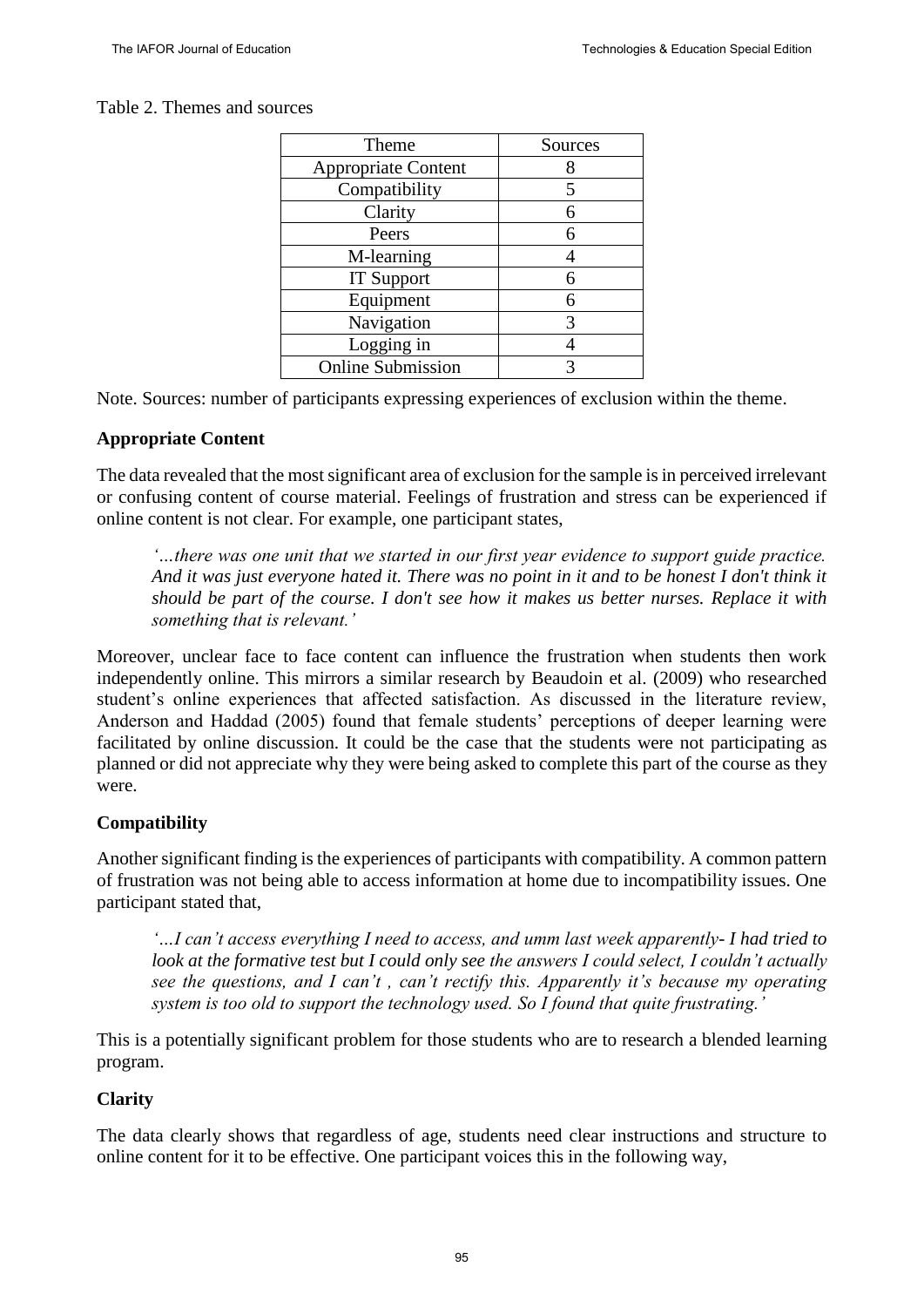Table 2. Themes and sources

| Theme | Sources |
|---|---|
| Appropriate Content | 8 |
| Compatibility | 5 |
| Clarity | 6 |
| Peers | 6 |
| M-learning | 4 |
| IT Support | 6 |
| Equipment | 6 |
| Navigation | 3 |
| Logging in | 4 |
| Online Submission | 3 |

Note. Sources: number of participants expressing experiences of exclusion within the theme.

### Appropriate Content

The data revealed that the most significant area of exclusion for the sample is in perceived irrelevant or confusing content of course material. Feelings of frustration and stress can be experienced if online content is not clear. For example, one participant states,

> *'…there was one unit that we started in our first year evidence to support guide practice. And it was just everyone hated it. There was no point in it and to be honest I don't think it should be part of the course. I don't see how it makes us better nurses. Replace it with something that is relevant.'*

Moreover, unclear face to face content can influence the frustration when students then work independently online. This mirrors a similar research by Beaudoin et al. (2009) who researched student's online experiences that affected satisfaction. As discussed in the literature review, Anderson and Haddad (2005) found that female students' perceptions of deeper learning were facilitated by online discussion. It could be the case that the students were not participating as planned or did not appreciate why they were being asked to complete this part of the course as they were.

### Compatibility

Another significant finding is the experiences of participants with compatibility. A common pattern of frustration was not being able to access information at home due to incompatibility issues. One participant stated that,

> *'…I can't access everything I need to access, and umm last week apparently- I had tried to look at the formative test but I could only see the answers I could select, I couldn't actually see the questions, and I can't , can't rectify this. Apparently it's because my operating system is too old to support the technology used. So I found that quite frustrating.'*

This is a potentially significant problem for those students who are to research a blended learning program.

### Clarity

The data clearly shows that regardless of age, students need clear instructions and structure to online content for it to be effective. One participant voices this in the following way,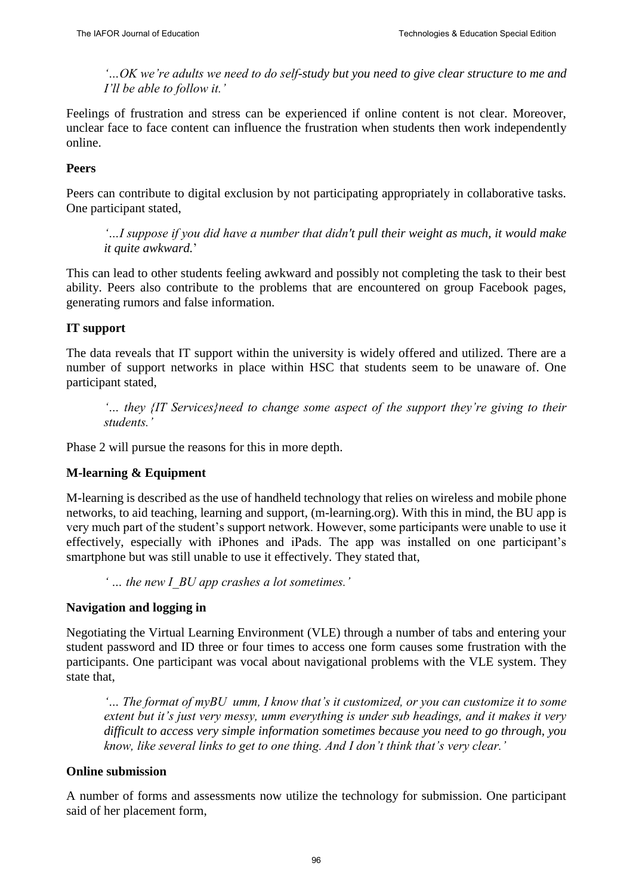*'…OK we're adults we need to do self-study but you need to give clear structure to me and I'll be able to follow it.'*

Feelings of frustration and stress can be experienced if online content is not clear. Moreover, unclear face to face content can influence the frustration when students then work independently online.

### Peers

Peers can contribute to digital exclusion by not participating appropriately in collaborative tasks. One participant stated,

*'…I suppose if you did have a number that didn't pull their weight as much, it would make it quite awkward.*'

This can lead to other students feeling awkward and possibly not completing the task to their best ability. Peers also contribute to the problems that are encountered on group Facebook pages, generating rumors and false information.

### IT support

The data reveals that IT support within the university is widely offered and utilized. There are a number of support networks in place within HSC that students seem to be unaware of. One participant stated,

*'… they {IT Services}need to change some aspect of the support they're giving to their students.'*

Phase 2 will pursue the reasons for this in more depth.

### M-learning & Equipment

M-learning is described as the use of handheld technology that relies on wireless and mobile phone networks, to aid teaching, learning and support, (m-learning.org). With this in mind, the BU app is very much part of the student's support network. However, some participants were unable to use it effectively, especially with iPhones and iPads. The app was installed on one participant's smartphone but was still unable to use it effectively. They stated that,

*' … the new I_BU app crashes a lot sometimes.'*

### Navigation and logging in

Negotiating the Virtual Learning Environment (VLE) through a number of tabs and entering your student password and ID three or four times to access one form causes some frustration with the participants. One participant was vocal about navigational problems with the VLE system. They state that,

*'… The format of myBU umm, I know that's it customized, or you can customize it to some extent but it's just very messy, umm everything is under sub headings, and it makes it very difficult to access very simple information sometimes because you need to go through, you know, like several links to get to one thing. And I don't think that's very clear.'*

### Online submission

A number of forms and assessments now utilize the technology for submission. One participant said of her placement form,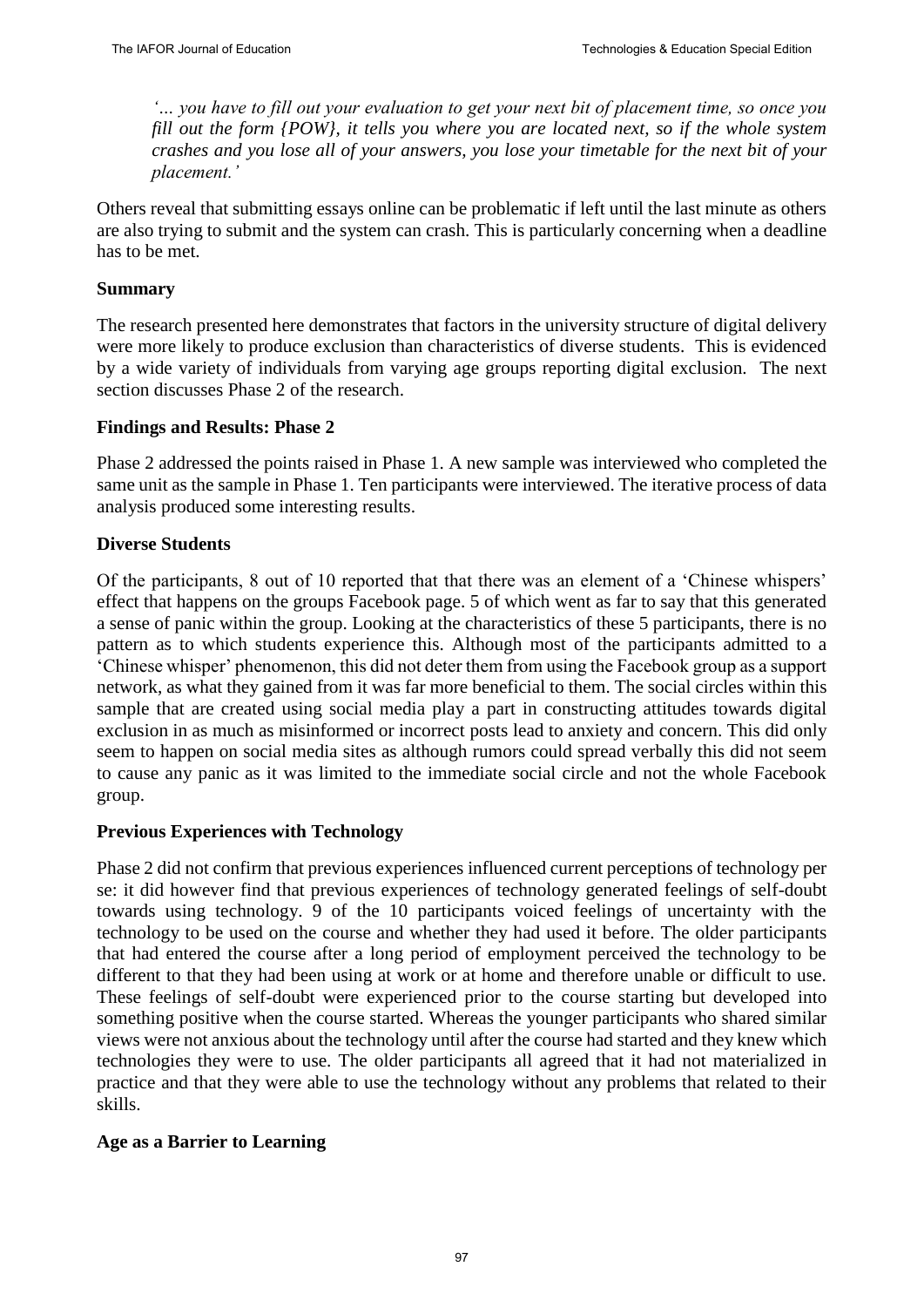*'… you have to fill out your evaluation to get your next bit of placement time, so once you fill out the form {POW}, it tells you where you are located next, so if the whole system crashes and you lose all of your answers, you lose your timetable for the next bit of your placement.'*

Others reveal that submitting essays online can be problematic if left until the last minute as others are also trying to submit and the system can crash. This is particularly concerning when a deadline has to be met.

### Summary

The research presented here demonstrates that factors in the university structure of digital delivery were more likely to produce exclusion than characteristics of diverse students. This is evidenced by a wide variety of individuals from varying age groups reporting digital exclusion. The next section discusses Phase 2 of the research.

### Findings and Results: Phase 2

Phase 2 addressed the points raised in Phase 1. A new sample was interviewed who completed the same unit as the sample in Phase 1. Ten participants were interviewed. The iterative process of data analysis produced some interesting results.

### Diverse Students

Of the participants, 8 out of 10 reported that that there was an element of a 'Chinese whispers' effect that happens on the groups Facebook page. 5 of which went as far to say that this generated a sense of panic within the group. Looking at the characteristics of these 5 participants, there is no pattern as to which students experience this. Although most of the participants admitted to a 'Chinese whisper' phenomenon, this did not deter them from using the Facebook group as a support network, as what they gained from it was far more beneficial to them. The social circles within this sample that are created using social media play a part in constructing attitudes towards digital exclusion in as much as misinformed or incorrect posts lead to anxiety and concern. This did only seem to happen on social media sites as although rumors could spread verbally this did not seem to cause any panic as it was limited to the immediate social circle and not the whole Facebook group.

### Previous Experiences with Technology

Phase 2 did not confirm that previous experiences influenced current perceptions of technology per se: it did however find that previous experiences of technology generated feelings of self-doubt towards using technology. 9 of the 10 participants voiced feelings of uncertainty with the technology to be used on the course and whether they had used it before. The older participants that had entered the course after a long period of employment perceived the technology to be different to that they had been using at work or at home and therefore unable or difficult to use. These feelings of self-doubt were experienced prior to the course starting but developed into something positive when the course started. Whereas the younger participants who shared similar views were not anxious about the technology until after the course had started and they knew which technologies they were to use. The older participants all agreed that it had not materialized in practice and that they were able to use the technology without any problems that related to their skills.

### Age as a Barrier to Learning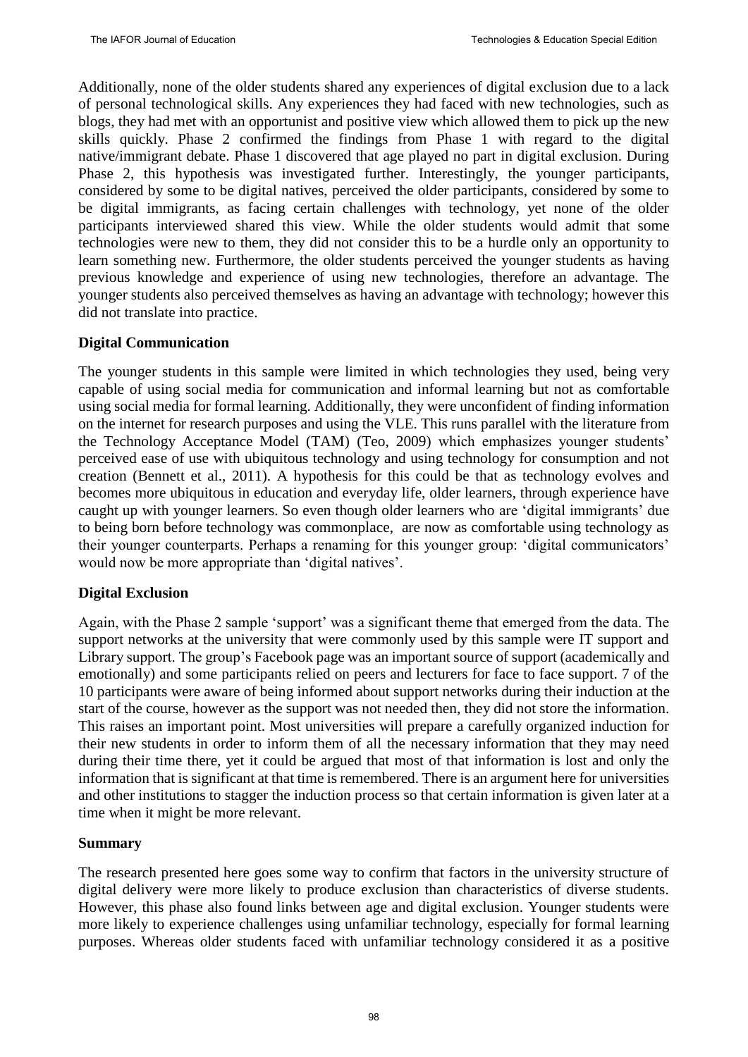Additionally, none of the older students shared any experiences of digital exclusion due to a lack of personal technological skills. Any experiences they had faced with new technologies, such as blogs, they had met with an opportunist and positive view which allowed them to pick up the new skills quickly. Phase 2 confirmed the findings from Phase 1 with regard to the digital native/immigrant debate. Phase 1 discovered that age played no part in digital exclusion. During Phase 2, this hypothesis was investigated further. Interestingly, the younger participants, considered by some to be digital natives, perceived the older participants, considered by some to be digital immigrants, as facing certain challenges with technology, yet none of the older participants interviewed shared this view. While the older students would admit that some technologies were new to them, they did not consider this to be a hurdle only an opportunity to learn something new. Furthermore, the older students perceived the younger students as having previous knowledge and experience of using new technologies, therefore an advantage. The younger students also perceived themselves as having an advantage with technology; however this did not translate into practice.

### Digital Communication

The younger students in this sample were limited in which technologies they used, being very capable of using social media for communication and informal learning but not as comfortable using social media for formal learning. Additionally, they were unconfident of finding information on the internet for research purposes and using the VLE. This runs parallel with the literature from the Technology Acceptance Model (TAM) (Teo, 2009) which emphasizes younger students' perceived ease of use with ubiquitous technology and using technology for consumption and not creation (Bennett et al., 2011). A hypothesis for this could be that as technology evolves and becomes more ubiquitous in education and everyday life, older learners, through experience have caught up with younger learners. So even though older learners who are 'digital immigrants' due to being born before technology was commonplace, are now as comfortable using technology as their younger counterparts. Perhaps a renaming for this younger group: 'digital communicators' would now be more appropriate than 'digital natives'.

### Digital Exclusion

Again, with the Phase 2 sample 'support' was a significant theme that emerged from the data. The support networks at the university that were commonly used by this sample were IT support and Library support. The group's Facebook page was an important source of support (academically and emotionally) and some participants relied on peers and lecturers for face to face support. 7 of the 10 participants were aware of being informed about support networks during their induction at the start of the course, however as the support was not needed then, they did not store the information. This raises an important point. Most universities will prepare a carefully organized induction for their new students in order to inform them of all the necessary information that they may need during their time there, yet it could be argued that most of that information is lost and only the information that is significant at that time is remembered. There is an argument here for universities and other institutions to stagger the induction process so that certain information is given later at a time when it might be more relevant.

### Summary

The research presented here goes some way to confirm that factors in the university structure of digital delivery were more likely to produce exclusion than characteristics of diverse students. However, this phase also found links between age and digital exclusion. Younger students were more likely to experience challenges using unfamiliar technology, especially for formal learning purposes. Whereas older students faced with unfamiliar technology considered it as a positive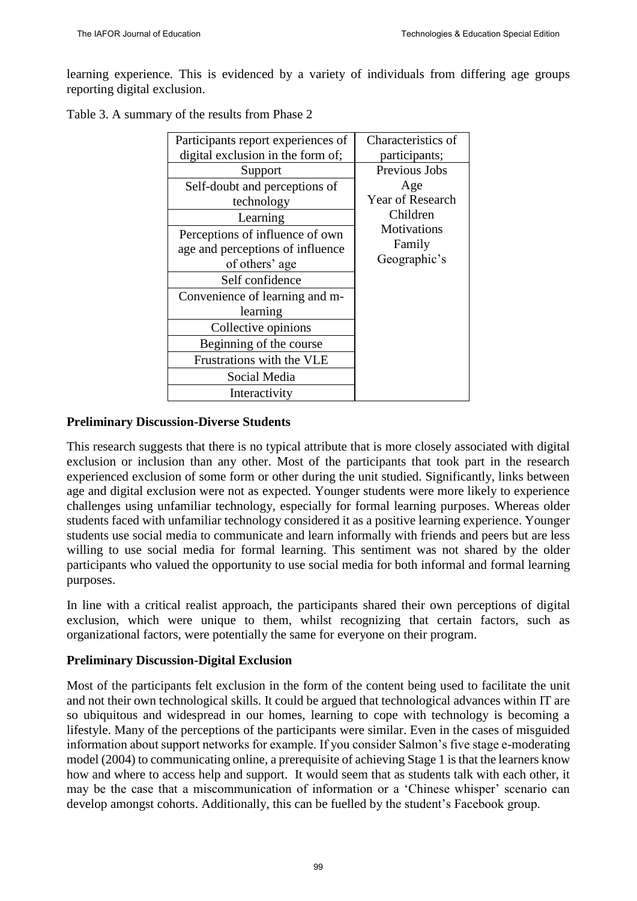learning experience. This is evidenced by a variety of individuals from differing age groups reporting digital exclusion.

Table 3. A summary of the results from Phase 2

| Participants report experiences of digital exclusion in the form of; | Characteristics of participants; |
|---|---|
| Support | Previous Jobs<br>Age<br>Year of Research<br>Children<br>Motivations<br>Family<br>Geographic's |
| Self-doubt and perceptions of technology | |
| Learning | |
| Perceptions of influence of own age and perceptions of influence of others' age | |
| Self confidence | |
| Convenience of learning and m-learning | |
| Collective opinions | |
| Beginning of the course | |
| Frustrations with the VLE | |
| Social Media | |
| Interactivity | |

**Preliminary Discussion-Diverse Students**

This research suggests that there is no typical attribute that is more closely associated with digital exclusion or inclusion than any other. Most of the participants that took part in the research experienced exclusion of some form or other during the unit studied. Significantly, links between age and digital exclusion were not as expected. Younger students were more likely to experience challenges using unfamiliar technology, especially for formal learning purposes. Whereas older students faced with unfamiliar technology considered it as a positive learning experience. Younger students use social media to communicate and learn informally with friends and peers but are less willing to use social media for formal learning. This sentiment was not shared by the older participants who valued the opportunity to use social media for both informal and formal learning purposes.

In line with a critical realist approach, the participants shared their own perceptions of digital exclusion, which were unique to them, whilst recognizing that certain factors, such as organizational factors, were potentially the same for everyone on their program.

**Preliminary Discussion-Digital Exclusion**

Most of the participants felt exclusion in the form of the content being used to facilitate the unit and not their own technological skills. It could be argued that technological advances within IT are so ubiquitous and widespread in our homes, learning to cope with technology is becoming a lifestyle. Many of the perceptions of the participants were similar. Even in the cases of misguided information about support networks for example. If you consider Salmon's five stage e-moderating model (2004) to communicating online, a prerequisite of achieving Stage 1 is that the learners know how and where to access help and support. It would seem that as students talk with each other, it may be the case that a miscommunication of information or a 'Chinese whisper' scenario can develop amongst cohorts. Additionally, this can be fuelled by the student's Facebook group.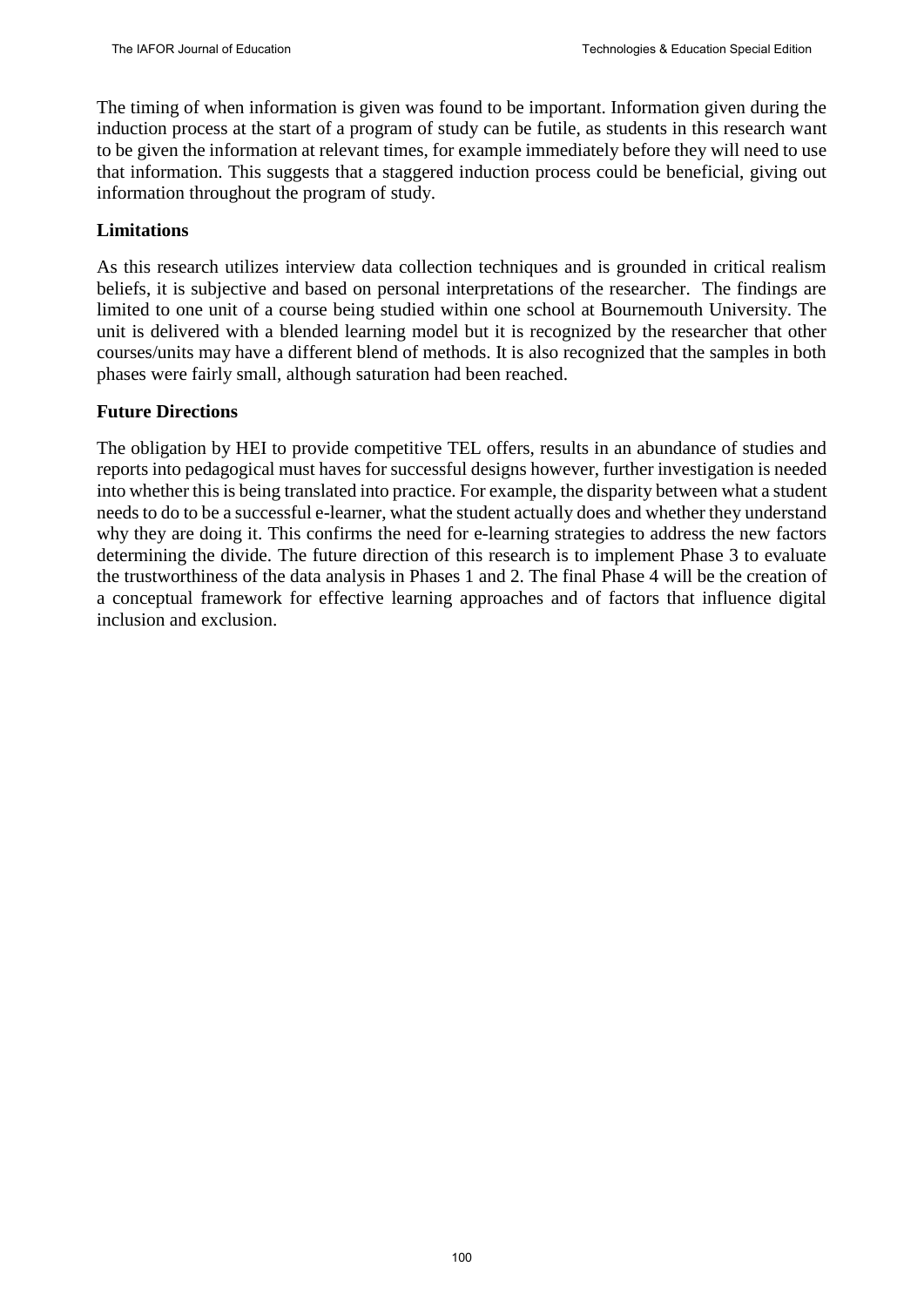The timing of when information is given was found to be important. Information given during the induction process at the start of a program of study can be futile, as students in this research want to be given the information at relevant times, for example immediately before they will need to use that information. This suggests that a staggered induction process could be beneficial, giving out information throughout the program of study.

## Limitations

As this research utilizes interview data collection techniques and is grounded in critical realism beliefs, it is subjective and based on personal interpretations of the researcher. The findings are limited to one unit of a course being studied within one school at Bournemouth University. The unit is delivered with a blended learning model but it is recognized by the researcher that other courses/units may have a different blend of methods. It is also recognized that the samples in both phases were fairly small, although saturation had been reached.

## Future Directions

The obligation by HEI to provide competitive TEL offers, results in an abundance of studies and reports into pedagogical must haves for successful designs however, further investigation is needed into whether this is being translated into practice. For example, the disparity between what a student needs to do to be a successful e-learner, what the student actually does and whether they understand why they are doing it. This confirms the need for e-learning strategies to address the new factors determining the divide. The future direction of this research is to implement Phase 3 to evaluate the trustworthiness of the data analysis in Phases 1 and 2. The final Phase 4 will be the creation of a conceptual framework for effective learning approaches and of factors that influence digital inclusion and exclusion.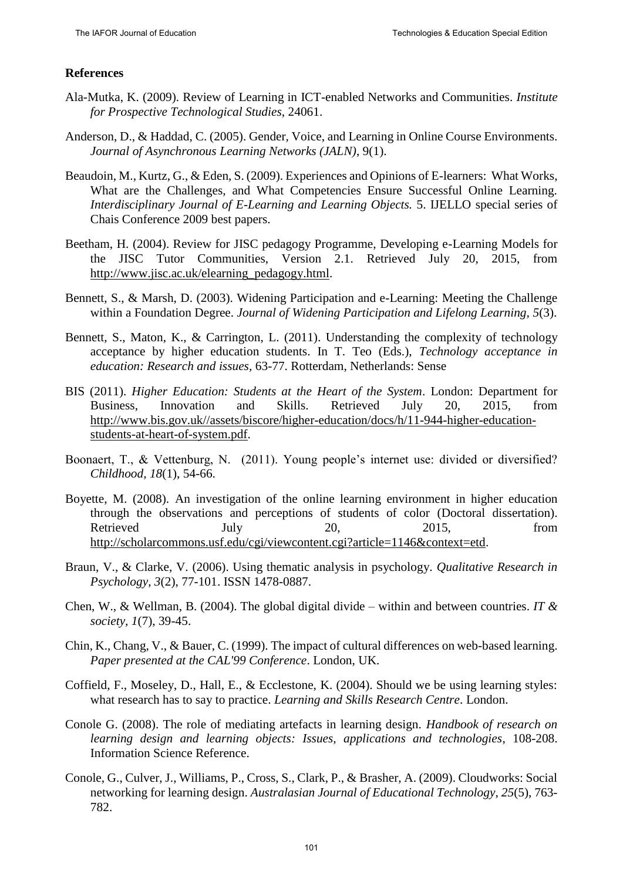## References

Ala-Mutka, K. (2009). Review of Learning in ICT-enabled Networks and Communities. *Institute for Prospective Technological Studies*, 24061.

Anderson, D., & Haddad, C. (2005). Gender, Voice, and Learning in Online Course Environments. *Journal of Asynchronous Learning Networks (JALN)*, 9(1).

Beaudoin, M., Kurtz, G., & Eden, S. (2009). Experiences and Opinions of E-learners: What Works, What are the Challenges, and What Competencies Ensure Successful Online Learning. *Interdisciplinary Journal of E-Learning and Learning Objects.* 5. IJELLO special series of Chais Conference 2009 best papers.

Beetham, H. (2004). Review for JISC pedagogy Programme, Developing e-Learning Models for the JISC Tutor Communities, Version 2.1. Retrieved July 20, 2015, from http://www.jisc.ac.uk/elearning_pedagogy.html.

Bennett, S., & Marsh, D. (2003). Widening Participation and e-Learning: Meeting the Challenge within a Foundation Degree. *Journal of Widening Participation and Lifelong Learning, 5*(3).

Bennett, S., Maton, K., & Carrington, L. (2011). Understanding the complexity of technology acceptance by higher education students. In T. Teo (Eds.), *Technology acceptance in education: Research and issues*, 63-77. Rotterdam, Netherlands: Sense

BIS (2011). *Higher Education: Students at the Heart of the System*. London: Department for Business, Innovation and Skills. Retrieved July 20, 2015, from http://www.bis.gov.uk//assets/biscore/higher-education/docs/h/11-944-higher-education-students-at-heart-of-system.pdf.

Boonaert, T., & Vettenburg, N. (2011). Young people's internet use: divided or diversified? *Childhood, 18*(1), 54-66.

Boyette, M. (2008). An investigation of the online learning environment in higher education through the observations and perceptions of students of color (Doctoral dissertation). Retrieved July 20, 2015, from http://scholarcommons.usf.edu/cgi/viewcontent.cgi?article=1146&context=etd.

Braun, V., & Clarke, V. (2006). Using thematic analysis in psychology. *Qualitative Research in Psychology*, *3*(2), 77-101. ISSN 1478-0887.

Chen, W., & Wellman, B. (2004). The global digital divide – within and between countries. *IT & society, 1*(7), 39-45.

Chin, K., Chang, V., & Bauer, C. (1999). The impact of cultural differences on web-based learning. *Paper presented at the CAL'99 Conference*. London, UK.

Coffield, F., Moseley, D., Hall, E., & Ecclestone, K. (2004). Should we be using learning styles: what research has to say to practice. *Learning and Skills Research Centre*. London.

Conole G. (2008). The role of mediating artefacts in learning design. *Handbook of research on learning design and learning objects: Issues, applications and technologies*, 108-208. Information Science Reference.

Conole, G., Culver, J., Williams, P., Cross, S., Clark, P., & Brasher, A. (2009). Cloudworks: Social networking for learning design. *Australasian Journal of Educational Technology*, *25*(5), 763-782.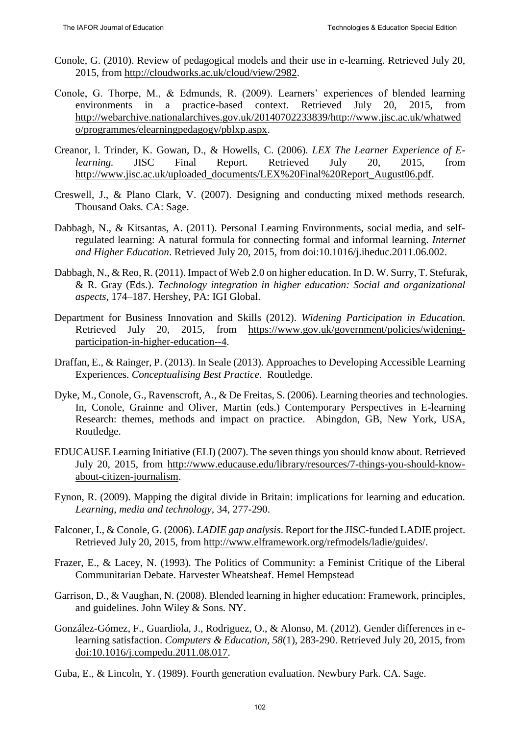Conole, G. (2010). Review of pedagogical models and their use in e-learning. Retrieved July 20, 2015, from http://cloudworks.ac.uk/cloud/view/2982.

Conole, G. Thorpe, M., & Edmunds, R. (2009). Learners' experiences of blended learning environments in a practice-based context. Retrieved July 20, 2015, from http://webarchive.nationalarchives.gov.uk/20140702233839/http://www.jisc.ac.uk/whatwedo/programmes/elearningpedagogy/pblxp.aspx.

Creanor, l. Trinder, K. Gowan, D., & Howells, C. (2006). *LEX The Learner Experience of E-learning.* JISC Final Report. Retrieved July 20, 2015, from http://www.jisc.ac.uk/uploaded_documents/LEX%20Final%20Report_August06.pdf.

Creswell, J., & Plano Clark, V. (2007). Designing and conducting mixed methods research. Thousand Oaks. CA: Sage.

Dabbagh, N., & Kitsantas, A. (2011). Personal Learning Environments, social media, and self-regulated learning: A natural formula for connecting formal and informal learning. *Internet and Higher Education*. Retrieved July 20, 2015, from doi:10.1016/j.iheduc.2011.06.002.

Dabbagh, N., & Reo, R. (2011). Impact of Web 2.0 on higher education. In D. W. Surry, T. Stefurak, & R. Gray (Eds.). *Technology integration in higher education: Social and organizational aspects*, 174–187. Hershey, PA: IGI Global.

Department for Business Innovation and Skills (2012). *Widening Participation in Education.* Retrieved July 20, 2015, from https://www.gov.uk/government/policies/widening-participation-in-higher-education--4.

Draffan, E., & Rainger, P. (2013). In Seale (2013). Approaches to Developing Accessible Learning Experiences. *Conceptualising Best Practice*. Routledge.

Dyke, M., Conole, G., Ravenscroft, A., & De Freitas, S. (2006). Learning theories and technologies. In, Conole, Grainne and Oliver, Martin (eds.) Contemporary Perspectives in E-learning Research: themes, methods and impact on practice. Abingdon, GB, New York, USA, Routledge.

EDUCAUSE Learning Initiative (ELI) (2007). The seven things you should know about. Retrieved July 20, 2015, from http://www.educause.edu/library/resources/7-things-you-should-know-about-citizen-journalism.

Eynon, R. (2009). Mapping the digital divide in Britain: implications for learning and education. *Learning, media and technology*, 34, 277-290.

Falconer, I., & Conole, G. (2006). *LADIE gap analysis*. Report for the JISC-funded LADIE project. Retrieved July 20, 2015, from http://www.elframework.org/refmodels/ladie/guides/.

Frazer, E., & Lacey, N. (1993). The Politics of Community: a Feminist Critique of the Liberal Communitarian Debate. Harvester Wheatsheaf. Hemel Hempstead

Garrison, D., & Vaughan, N. (2008). Blended learning in higher education: Framework, principles, and guidelines. John Wiley & Sons. NY.

González-Gómez, F., Guardiola, J., Rodriguez, O., & Alonso, M. (2012). Gender differences in e-learning satisfaction. *Computers & Education, 58*(1), 283-290. Retrieved July 20, 2015, from doi:10.1016/j.compedu.2011.08.017.

Guba, E., & Lincoln, Y. (1989). Fourth generation evaluation. Newbury Park. CA. Sage.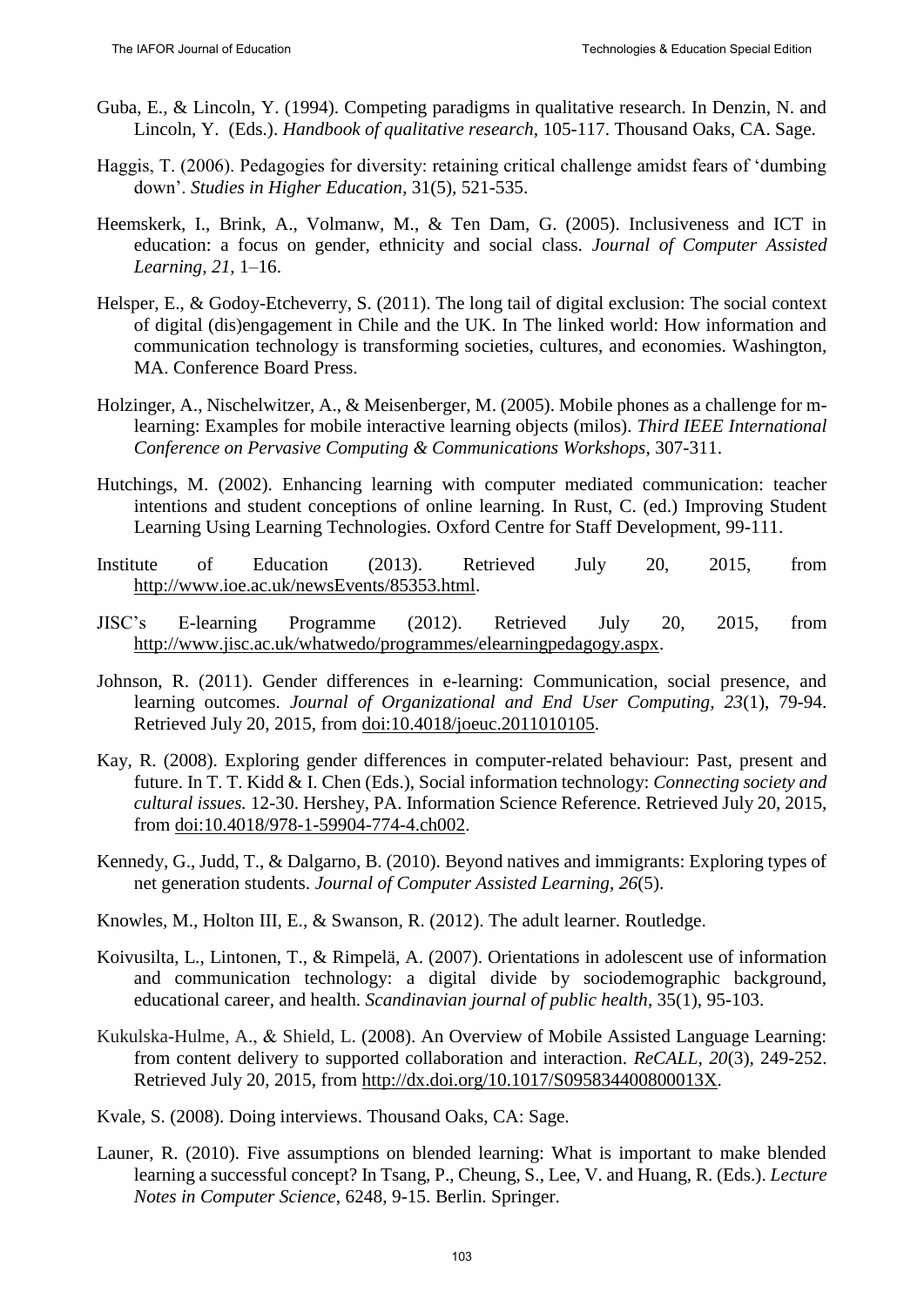Guba, E., & Lincoln, Y. (1994). Competing paradigms in qualitative research. In Denzin, N. and Lincoln, Y. (Eds.). *Handbook of qualitative research,* 105-117. Thousand Oaks, CA. Sage.

Haggis, T. (2006). Pedagogies for diversity: retaining critical challenge amidst fears of 'dumbing down'. *Studies in Higher Education,* 31(5), 521-535.

Heemskerk, I., Brink, A., Volmanw, M., & Ten Dam, G. (2005). Inclusiveness and ICT in education: a focus on gender, ethnicity and social class. *Journal of Computer Assisted Learning, 21*, 1–16.

Helsper, E., & Godoy-Etcheverry, S. (2011). The long tail of digital exclusion: The social context of digital (dis)engagement in Chile and the UK. In The linked world: How information and communication technology is transforming societies, cultures, and economies. Washington, MA. Conference Board Press.

Holzinger, A., Nischelwitzer, A., & Meisenberger, M. (2005). Mobile phones as a challenge for m-learning: Examples for mobile interactive learning objects (milos). *Third IEEE International Conference on Pervasive Computing & Communications Workshops*, 307-311.

Hutchings, M. (2002). Enhancing learning with computer mediated communication: teacher intentions and student conceptions of online learning. In Rust, C. (ed.) Improving Student Learning Using Learning Technologies. Oxford Centre for Staff Development, 99-111.

Institute of Education (2013). Retrieved July 20, 2015, from http://www.ioe.ac.uk/newsEvents/85353.html.

JISC's E-learning Programme (2012). Retrieved July 20, 2015, from http://www.jisc.ac.uk/whatwedo/programmes/elearningpedagogy.aspx.

Johnson, R. (2011). Gender differences in e-learning: Communication, social presence, and learning outcomes. *Journal of Organizational and End User Computing, 23*(1), 79-94. Retrieved July 20, 2015, from doi:10.4018/joeuc.2011010105.

Kay, R. (2008). Exploring gender differences in computer-related behaviour: Past, present and future. In T. T. Kidd & I. Chen (Eds.), Social information technology: *Connecting society and cultural issues.* 12-30. Hershey, PA. Information Science Reference. Retrieved July 20, 2015, from doi:10.4018/978-1-59904-774-4.ch002.

Kennedy, G., Judd, T., & Dalgarno, B. (2010). Beyond natives and immigrants: Exploring types of net generation students. *Journal of Computer Assisted Learning, 26*(5).

Knowles, M., Holton III, E., & Swanson, R. (2012). The adult learner. Routledge.

Koivusilta, L., Lintonen, T., & Rimpelä, A. (2007). Orientations in adolescent use of information and communication technology: a digital divide by sociodemographic background, educational career, and health. *Scandinavian journal of public health*, 35(1), 95-103.

Kukulska-Hulme, A., & Shield, L. (2008). An Overview of Mobile Assisted Language Learning: from content delivery to supported collaboration and interaction. *ReCALL, 20*(3), 249-252. Retrieved July 20, 2015, from http://dx.doi.org/10.1017/S095834400800013X.

Kvale, S. (2008). Doing interviews. Thousand Oaks, CA: Sage.

Launer, R. (2010). Five assumptions on blended learning: What is important to make blended learning a successful concept? In Tsang, P., Cheung, S., Lee, V. and Huang, R. (Eds.). *Lecture Notes in Computer Science*, 6248, 9-15. Berlin. Springer.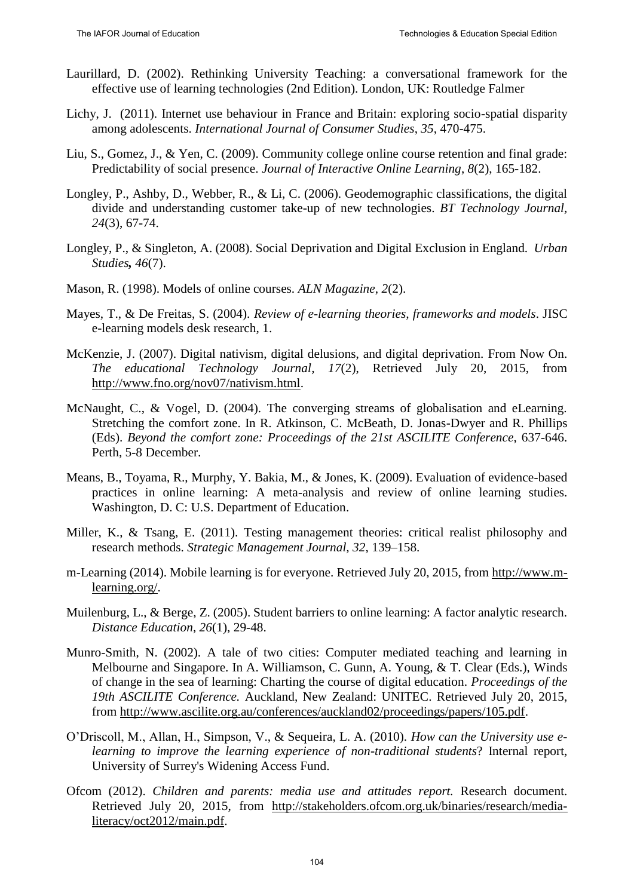Laurillard, D. (2002). Rethinking University Teaching: a conversational framework for the effective use of learning technologies (2nd Edition). London, UK: Routledge Falmer

Lichy, J. (2011). Internet use behaviour in France and Britain: exploring socio-spatial disparity among adolescents. *International Journal of Consumer Studies*, *35*, 470-475.

Liu, S., Gomez, J., & Yen, C. (2009). Community college online course retention and final grade: Predictability of social presence. *Journal of Interactive Online Learning*, *8*(2), 165-182.

Longley, P., Ashby, D., Webber, R., & Li, C. (2006). Geodemographic classifications, the digital divide and understanding customer take-up of new technologies. *BT Technology Journal*, *24*(3), 67-74.

Longley, P., & Singleton, A. (2008). Social Deprivation and Digital Exclusion in England. *Urban Studies, 46*(7).

Mason, R. (1998). Models of online courses. *ALN Magazine*, *2*(2).

Mayes, T., & De Freitas, S. (2004). *Review of e-learning theories, frameworks and models*. JISC e-learning models desk research, 1.

McKenzie, J. (2007). Digital nativism, digital delusions, and digital deprivation. From Now On. *The educational Technology Journal, 17*(2), Retrieved July 20, 2015, from http://www.fno.org/nov07/nativism.html.

McNaught, C., & Vogel, D. (2004). The converging streams of globalisation and eLearning. Stretching the comfort zone. In R. Atkinson, C. McBeath, D. Jonas-Dwyer and R. Phillips (Eds). *Beyond the comfort zone: Proceedings of the 21st ASCILITE Conference*, 637-646. Perth, 5-8 December.

Means, B., Toyama, R., Murphy, Y. Bakia, M., & Jones, K. (2009). Evaluation of evidence-based practices in online learning: A meta-analysis and review of online learning studies. Washington, D. C: U.S. Department of Education.

Miller, K., & Tsang, E. (2011). Testing management theories: critical realist philosophy and research methods. *Strategic Management Journal*, *32*, 139–158.

m-Learning (2014). Mobile learning is for everyone. Retrieved July 20, 2015, from http://www.m-learning.org/.

Muilenburg, L., & Berge, Z. (2005). Student barriers to online learning: A factor analytic research. *Distance Education*, *26*(1), 29-48.

Munro-Smith, N. (2002). A tale of two cities: Computer mediated teaching and learning in Melbourne and Singapore. In A. Williamson, C. Gunn, A. Young, & T. Clear (Eds.), Winds of change in the sea of learning: Charting the course of digital education. *Proceedings of the 19th ASCILITE Conference.* Auckland, New Zealand: UNITEC. Retrieved July 20, 2015, from http://www.ascilite.org.au/conferences/auckland02/proceedings/papers/105.pdf.

O'Driscoll, M., Allan, H., Simpson, V., & Sequeira, L. A. (2010). *How can the University use e-learning to improve the learning experience of non-traditional students*? Internal report, University of Surrey's Widening Access Fund.

Ofcom (2012). *Children and parents: media use and attitudes report.* Research document. Retrieved July 20, 2015, from http://stakeholders.ofcom.org.uk/binaries/research/media-literacy/oct2012/main.pdf.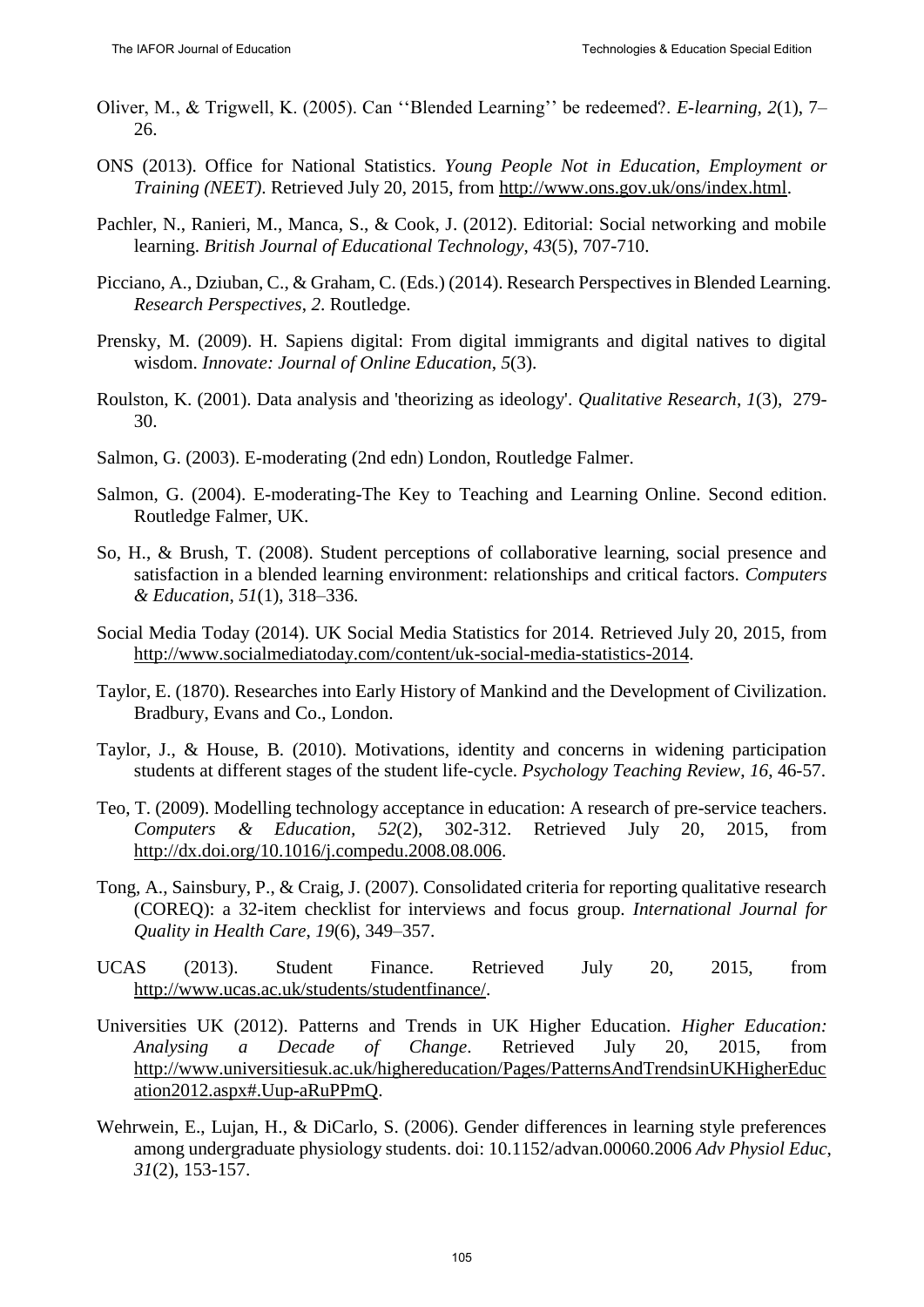Oliver, M., & Trigwell, K. (2005). Can ''Blended Learning'' be redeemed?. *E-learning*, *2*(1), 7–26.

ONS (2013). Office for National Statistics. *Young People Not in Education, Employment or Training (NEET)*. Retrieved July 20, 2015, from http://www.ons.gov.uk/ons/index.html.

Pachler, N., Ranieri, M., Manca, S., & Cook, J. (2012). Editorial: Social networking and mobile learning. *British Journal of Educational Technology*, *43*(5), 707-710.

Picciano, A., Dziuban, C., & Graham, C. (Eds.) (2014). Research Perspectives in Blended Learning. *Research Perspectives*, *2*. Routledge.

Prensky, M. (2009). H. Sapiens digital: From digital immigrants and digital natives to digital wisdom. *Innovate: Journal of Online Education*, *5*(3).

Roulston, K. (2001). Data analysis and 'theorizing as ideology'. *Qualitative Research*, *1*(3), 279-30.

Salmon, G. (2003). E-moderating (2nd edn) London, Routledge Falmer.

Salmon, G. (2004). E-moderating-The Key to Teaching and Learning Online. Second edition. Routledge Falmer, UK.

So, H., & Brush, T. (2008). Student perceptions of collaborative learning, social presence and satisfaction in a blended learning environment: relationships and critical factors. *Computers & Education*, *51*(1), 318–336.

Social Media Today (2014). UK Social Media Statistics for 2014. Retrieved July 20, 2015, from http://www.socialmediatoday.com/content/uk-social-media-statistics-2014.

Taylor, E. (1870). Researches into Early History of Mankind and the Development of Civilization. Bradbury, Evans and Co., London.

Taylor, J., & House, B. (2010). Motivations, identity and concerns in widening participation students at different stages of the student life-cycle. *Psychology Teaching Review*, *16*, 46-57.

Teo, T. (2009). Modelling technology acceptance in education: A research of pre-service teachers. *Computers & Education, 52*(2), 302-312. Retrieved July 20, 2015, from http://dx.doi.org/10.1016/j.compedu.2008.08.006.

Tong, A., Sainsbury, P., & Craig, J. (2007). Consolidated criteria for reporting qualitative research (COREQ): a 32-item checklist for interviews and focus group. *International Journal for Quality in Health Care*, *19*(6), 349–357.

UCAS (2013). Student Finance. Retrieved July 20, 2015, from http://www.ucas.ac.uk/students/studentfinance/.

Universities UK (2012). Patterns and Trends in UK Higher Education. *Higher Education: Analysing a Decade of Change*. Retrieved July 20, 2015, from http://www.universitiesuk.ac.uk/highereducation/Pages/PatternsAndTrendsinUKHigherEducation2012.aspx#.Uup-aRuPPmQ.

Wehrwein, E., Lujan, H., & DiCarlo, S. (2006). Gender differences in learning style preferences among undergraduate physiology students. doi: 10.1152/advan.00060.2006 *Adv Physiol Educ*, *31*(2), 153-157.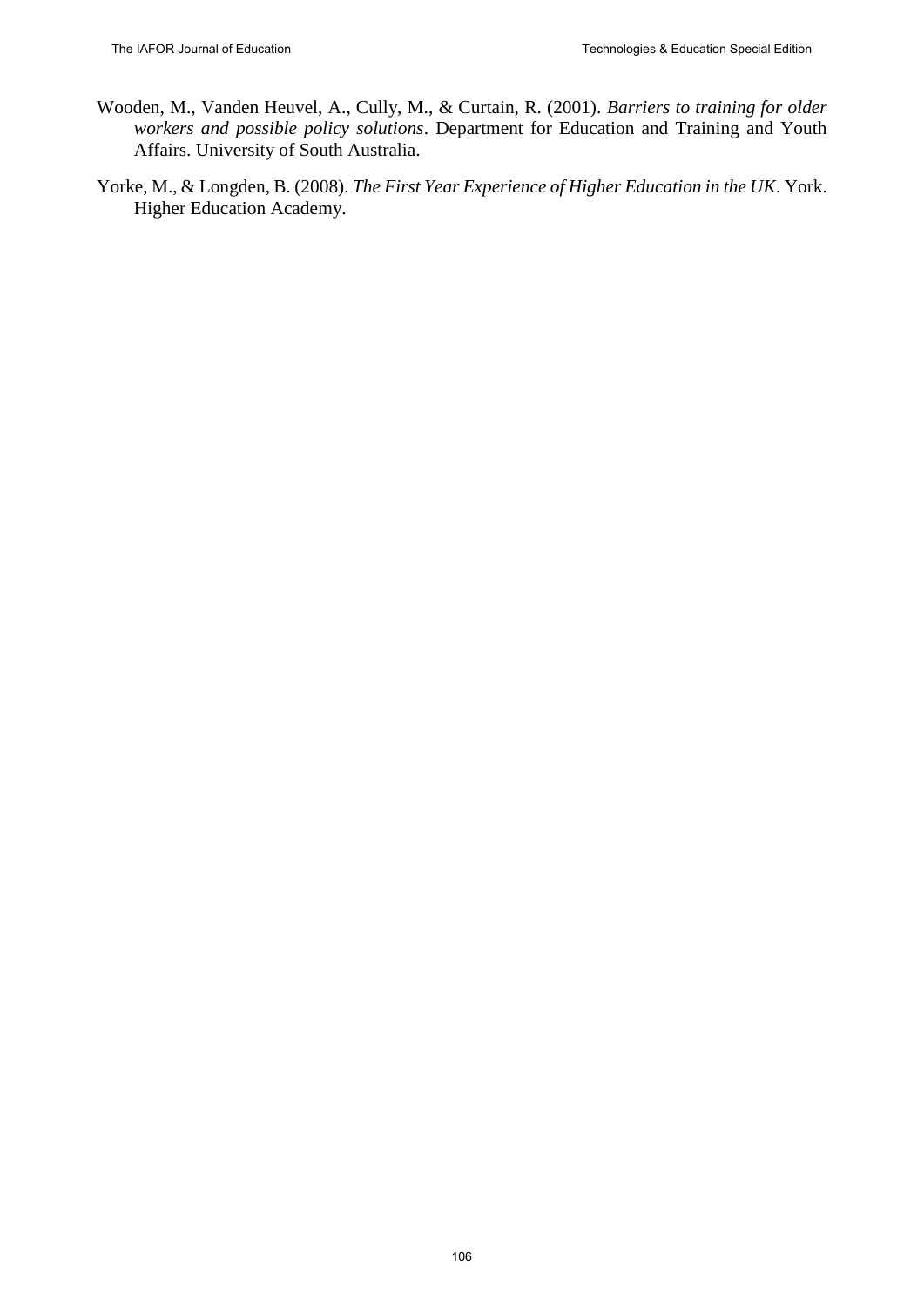Wooden, M., Vanden Heuvel, A., Cully, M., & Curtain, R. (2001). *Barriers to training for older workers and possible policy solutions*. Department for Education and Training and Youth Affairs. University of South Australia.

Yorke, M., & Longden, B. (2008). *The First Year Experience of Higher Education in the UK*. York. Higher Education Academy.